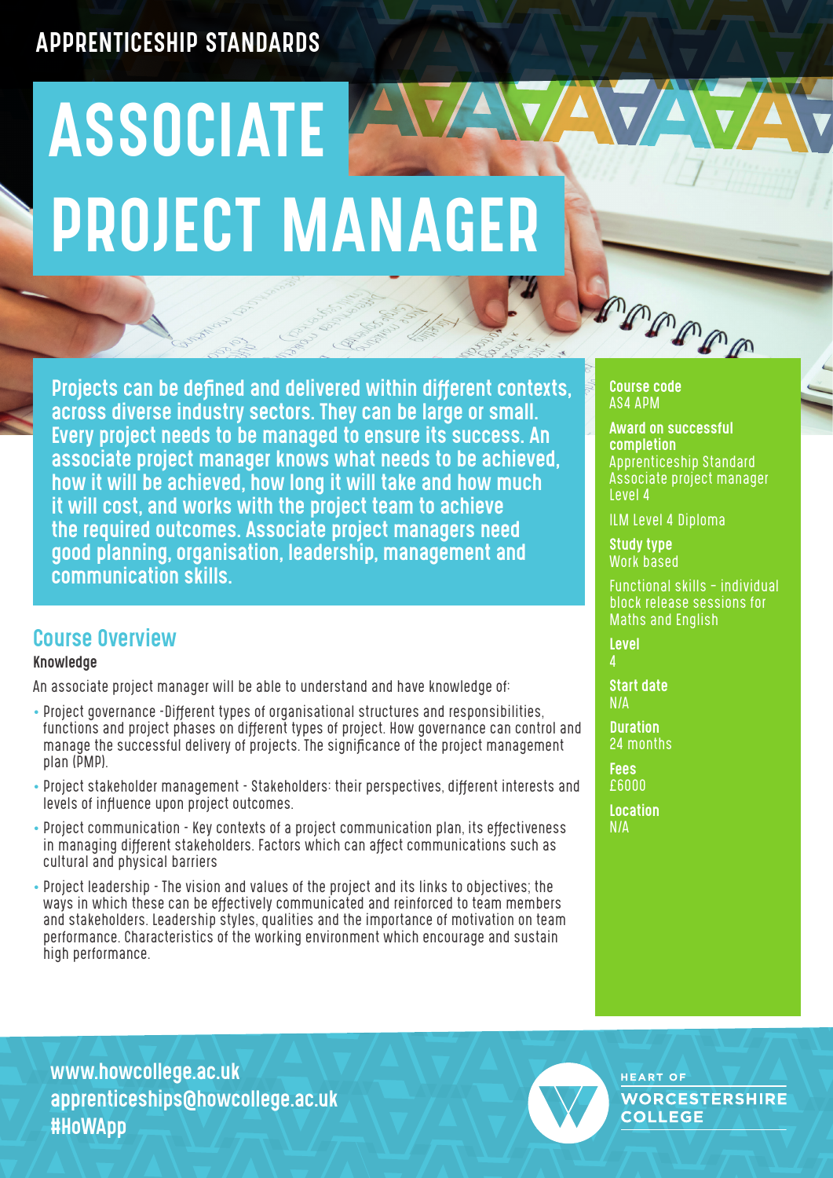APPRENTICESHIP STANDARDS

# ASSOCIATE PROJECT MANAGER

**Projects can be defined and delivered within different contexts, across diverse industry sectors. They can be large or small. Every project needs to be managed to ensure its success. An associate project manager knows what needs to be achieved, how it will be achieved, how long it will take and how much it will cost, and works with the project team to achieve the required outcomes. Associate project managers need good planning, organisation, leadership, management and communication skills.**

**Course code**
AS4 APM

**Award on successful completion**
Apprenticeship Standard Associate project manager Level 4

ILM Level 4 Diploma

**Study type**
Work based

Functional skills – individual block release sessions for Maths and English

**Level**
4

**Start date**
N/A

**Duration**
24 months

**Fees**
£6000

**Location**
N/A

## Course Overview

### Knowledge

An associate project manager will be able to understand and have knowledge of:

- Project governance -Different types of organisational structures and responsibilities, functions and project phases on different types of project. How governance can control and manage the successful delivery of projects. The significance of the project management plan (PMP).
- Project stakeholder management - Stakeholders: their perspectives, different interests and levels of influence upon project outcomes.
- Project communication - Key contexts of a project communication plan, its effectiveness in managing different stakeholders. Factors which can affect communications such as cultural and physical barriers
- Project leadership - The vision and values of the project and its links to objectives; the ways in which these can be effectively communicated and reinforced to team members and stakeholders. Leadership styles, qualities and the importance of motivation on team performance. Characteristics of the working environment which encourage and sustain high performance.

www.howcollege.ac.uk
apprenticeships@howcollege.ac.uk
#HoWApp

HEART OF WORCESTERSHIRE COLLEGE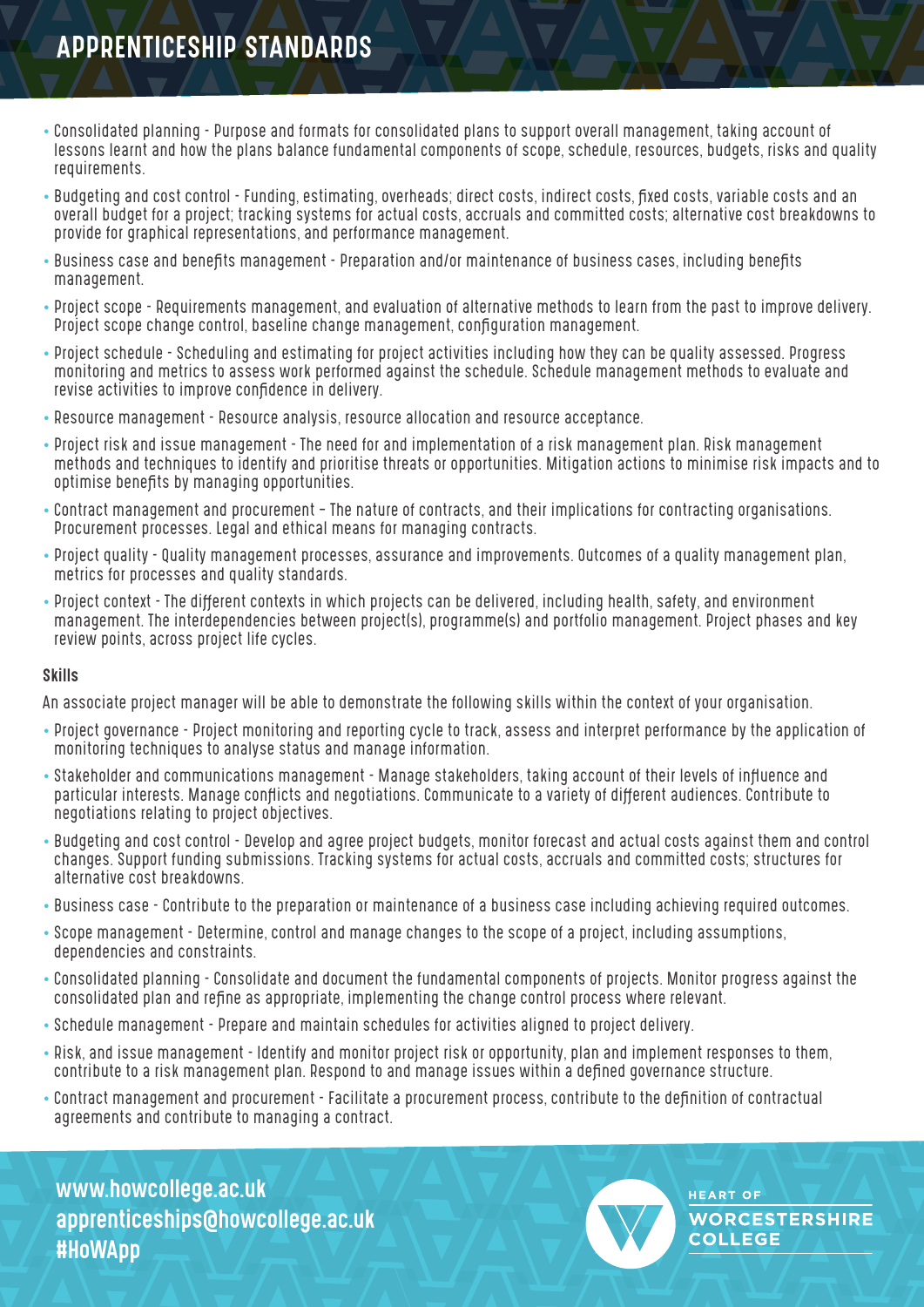# APPRENTICESHIP STANDARDS

- Consolidated planning - Purpose and formats for consolidated plans to support overall management, taking account of lessons learnt and how the plans balance fundamental components of scope, schedule, resources, budgets, risks and quality requirements.
- Budgeting and cost control - Funding, estimating, overheads; direct costs, indirect costs, fixed costs, variable costs and an overall budget for a project; tracking systems for actual costs, accruals and committed costs; alternative cost breakdowns to provide for graphical representations, and performance management.
- Business case and benefits management - Preparation and/or maintenance of business cases, including benefits management.
- Project scope - Requirements management, and evaluation of alternative methods to learn from the past to improve delivery. Project scope change control, baseline change management, configuration management.
- Project schedule - Scheduling and estimating for project activities including how they can be quality assessed. Progress monitoring and metrics to assess work performed against the schedule. Schedule management methods to evaluate and revise activities to improve confidence in delivery.
- Resource management - Resource analysis, resource allocation and resource acceptance.
- Project risk and issue management - The need for and implementation of a risk management plan. Risk management methods and techniques to identify and prioritise threats or opportunities. Mitigation actions to minimise risk impacts and to optimise benefits by managing opportunities.
- Contract management and procurement – The nature of contracts, and their implications for contracting organisations. Procurement processes. Legal and ethical means for managing contracts.
- Project quality - Quality management processes, assurance and improvements. Outcomes of a quality management plan, metrics for processes and quality standards.
- Project context - The different contexts in which projects can be delivered, including health, safety, and environment management. The interdependencies between project(s), programme(s) and portfolio management. Project phases and key review points, across project life cycles.

**Skills**

An associate project manager will be able to demonstrate the following skills within the context of your organisation.

- Project governance - Project monitoring and reporting cycle to track, assess and interpret performance by the application of monitoring techniques to analyse status and manage information.
- Stakeholder and communications management - Manage stakeholders, taking account of their levels of influence and particular interests. Manage conflicts and negotiations. Communicate to a variety of different audiences. Contribute to negotiations relating to project objectives.
- Budgeting and cost control - Develop and agree project budgets, monitor forecast and actual costs against them and control changes. Support funding submissions. Tracking systems for actual costs, accruals and committed costs; structures for alternative cost breakdowns.
- Business case - Contribute to the preparation or maintenance of a business case including achieving required outcomes.
- Scope management - Determine, control and manage changes to the scope of a project, including assumptions, dependencies and constraints.
- Consolidated planning - Consolidate and document the fundamental components of projects. Monitor progress against the consolidated plan and refine as appropriate, implementing the change control process where relevant.
- Schedule management - Prepare and maintain schedules for activities aligned to project delivery.
- Risk, and issue management - Identify and monitor project risk or opportunity, plan and implement responses to them, contribute to a risk management plan. Respond to and manage issues within a defined governance structure.
- Contract management and procurement - Facilitate a procurement process, contribute to the definition of contractual agreements and contribute to managing a contract.

www.howcollege.ac.uk
apprenticeships@howcollege.ac.uk
#HoWApp

HEART OF WORCESTERSHIRE COLLEGE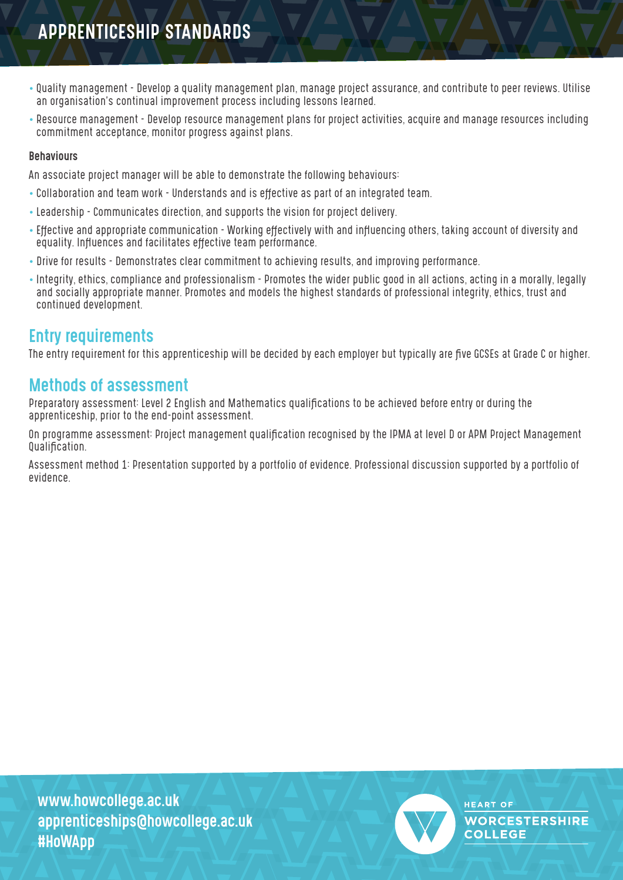- Quality management - Develop a quality management plan, manage project assurance, and contribute to peer reviews. Utilise an organisation's continual improvement process including lessons learned.
- Resource management - Develop resource management plans for project activities, acquire and manage resources including commitment acceptance, monitor progress against plans.

**Behaviours**

An associate project manager will be able to demonstrate the following behaviours:

- Collaboration and team work - Understands and is effective as part of an integrated team.
- Leadership - Communicates direction, and supports the vision for project delivery.
- Effective and appropriate communication - Working effectively with and influencing others, taking account of diversity and equality. Influences and facilitates effective team performance.
- Drive for results - Demonstrates clear commitment to achieving results, and improving performance.
- Integrity, ethics, compliance and professionalism - Promotes the wider public good in all actions, acting in a morally, legally and socially appropriate manner. Promotes and models the highest standards of professional integrity, ethics, trust and continued development.

## Entry requirements

The entry requirement for this apprenticeship will be decided by each employer but typically are five GCSEs at Grade C or higher.

## Methods of assessment

Preparatory assessment: Level 2 English and Mathematics qualifications to be achieved before entry or during the apprenticeship, prior to the end-point assessment.

On programme assessment: Project management qualification recognised by the IPMA at level D or APM Project Management Qualification.

Assessment method 1: Presentation supported by a portfolio of evidence. Professional discussion supported by a portfolio of evidence.

www.howcollege.ac.uk
apprenticeships@howcollege.ac.uk
#HoWApp

HEART OF WORCESTERSHIRE COLLEGE